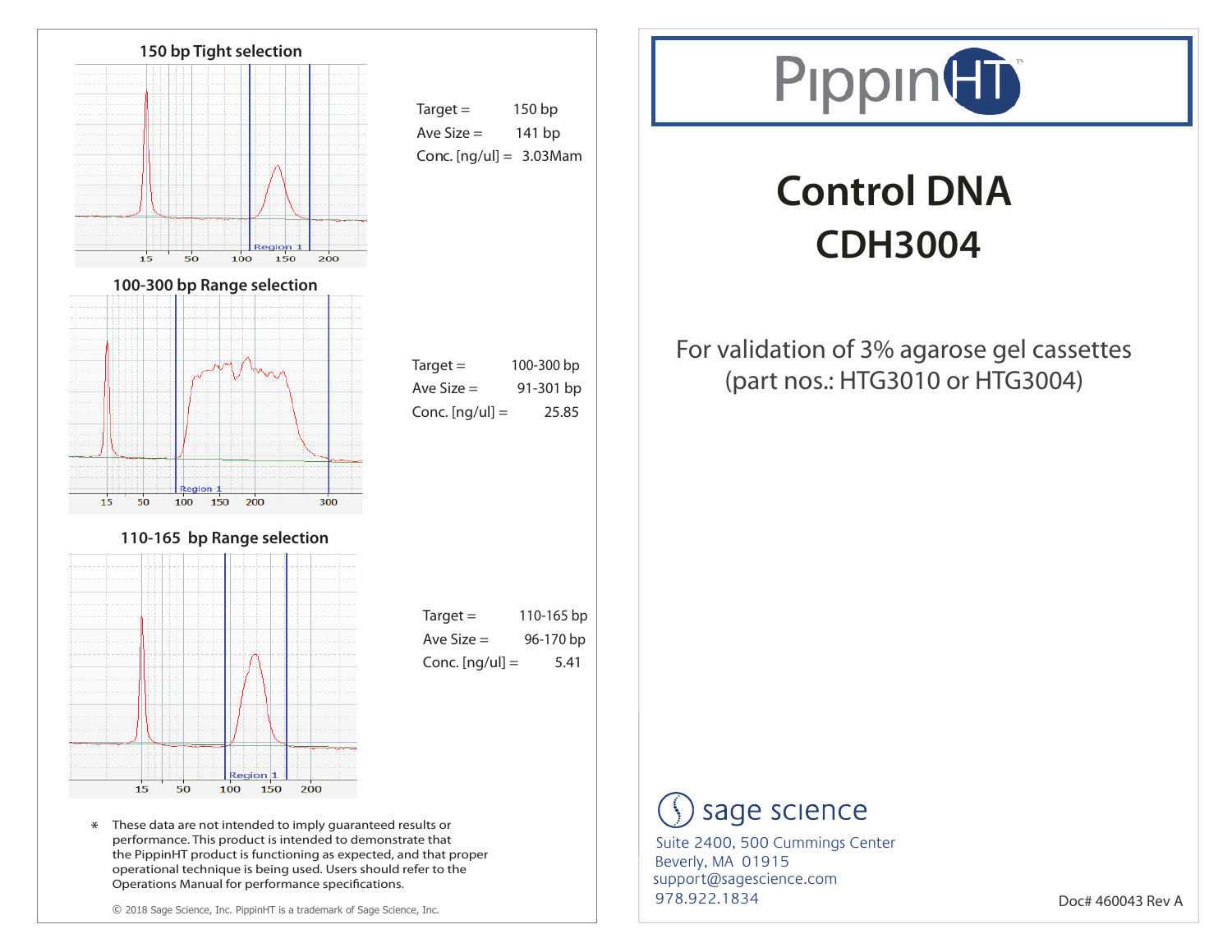## 150 bp Tight selection

Target = 150 bp

Ave Size = 141 bp

Conc. [ng/ul] = 3.03Mam

## 100-300 bp Range selection

Target = 100-300 bp

Ave Size = 91-301 bp

Conc. [ng/ul] = 25.85

## 110-165 bp Range selection

Target = 110-165 bp

Ave Size = 96-170 bp

Conc. [ng/ul] = 5.41

\* These data are not intended to imply guaranteed results or performance. This product is intended to demonstrate that the PippinHT product is functioning as expected, and that proper operational technique is being used. Users should refer to the Operations Manual for performance specifications.

© 2018 Sage Science, Inc. PippinHT is a trademark of Sage Science, Inc.

PippinHT™

# Control DNA CDH3004

For validation of 3% agarose gel cassettes (part nos.: HTG3010 or HTG3004)

sage science

Suite 2400, 500 Cummings Center
Beverly, MA 01915
support@sagescience.com
978.922.1834

Doc# 460043 Rev A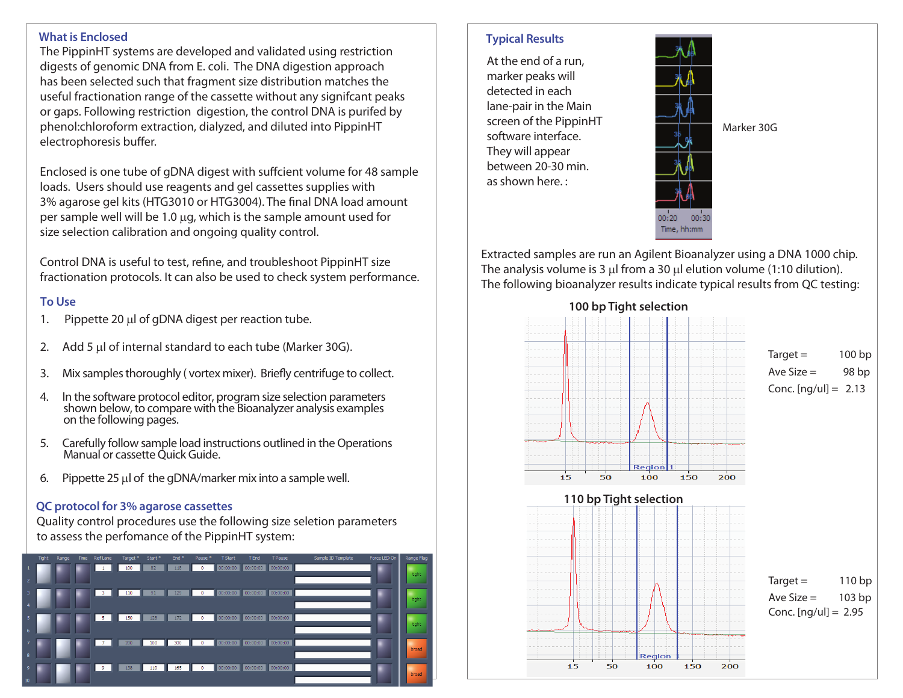## What is Enclosed

The PippinHT systems are developed and validated using restriction digests of genomic DNA from E. coli. The DNA digestion approach has been selected such that fragment size distribution matches the useful fractionation range of the cassette without any signifcant peaks or gaps. Following restriction digestion, the control DNA is purifed by phenol:chloroform extraction, dialyzed, and diluted into PippinHT electrophoresis buffer.

Enclosed is one tube of gDNA digest with suffcient volume for 48 sample loads. Users should use reagents and gel cassettes supplies with 3% agarose gel kits (HTG3010 or HTG3004). The final DNA load amount per sample well will be 1.0 µg, which is the sample amount used for size selection calibration and ongoing quality control.

Control DNA is useful to test, refine, and troubleshoot PippinHT size fractionation protocols. It can also be used to check system performance.

## To Use

1. Pippette 20 µl of gDNA digest per reaction tube.
2. Add 5 µl of internal standard to each tube (Marker 30G).
3. Mix samples thoroughly ( vortex mixer). Briefly centrifuge to collect.
4. In the software protocol editor, program size selection parameters shown below, to compare with the Bioanalyzer analysis examples on the following pages.
5. Carefully follow sample load instructions outlined in the Operations Manual or cassette Quick Guide.
6. Pippette 25 µl of the gDNA/marker mix into a sample well.

## QC protocol for 3% agarose cassettes

Quality control procedures use the following size seletion parameters to assess the perfomance of the PippinHT system:

| | Tight | Range | Time | Ref Lane | Target * | Start * | End * | Pause * | T Start | T End | T Pause | Sample ID Template | Force LED On | Range Flag |
|---|---|---|---|---|---|---|---|---|---|---|---|---|---|---|
| 1 | | | | 1 | 100 | 82 | 118 | 0 | 00:00:00 | 00:00:00 | 00:00:00 | | | tight |
| 2 | | | | | | | | | | | | | | |
| 3 | | | | 3 | 110 | 91 | 129 | 0 | 00:00:00 | 00:00:00 | 00:00:00 | | | tight |
| 4 | | | | | | | | | | | | | | |
| 5 | | | | 5 | 150 | 128 | 172 | 0 | 00:00:00 | 00:00:00 | 00:00:00 | | | tight |
| 6 | | | | | | | | | | | | | | |
| 7 | | | | 7 | 200 | 100 | 300 | 0 | 00:00:00 | 00:00:00 | 00:00:00 | | | broad |
| 8 | | | | | | | | | | | | | | |
| 9 | | | | 9 | 138 | 110 | 165 | 0 | 00:00:00 | 00:00:00 | 00:00:00 | | | broad |
| 10 | | | | | | | | | | | | | | |

## Typical Results

At the end of a run, marker peaks will detected in each lane-pair in the Main screen of the PippinHT software interface. They will appear between 20-30 min. as shown here. :

Marker 30G

00:20 00:30
Time, hh:mm

Extracted samples are run an Agilent Bioanalyzer using a DNA 1000 chip. The analysis volume is 3 µl from a 30 µl elution volume (1:10 dilution). The following bioanalyzer results indicate typical results from QC testing:

**100 bp Tight selection**

Region 1
15 50 100 150 200

Target = 100 bp
Ave Size = 98 bp
Conc. [ng/ul] = 2.13

**110 bp Tight selection**

Region 1
15 50 100 150 200

Target = 110 bp
Ave Size = 103 bp
Conc. [ng/ul] = 2.95